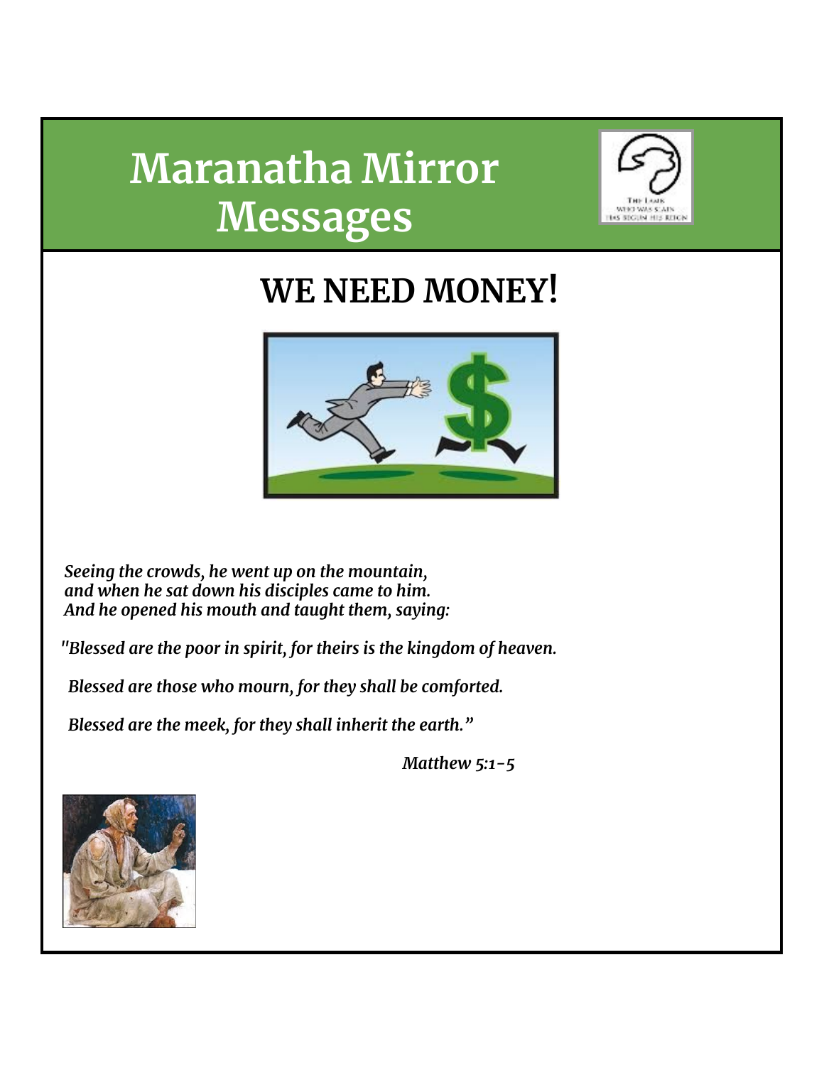# Maranatha Mirror Messages

## WE NEED MONEY!

*Seeing the crowds, he went up on the mountain,*
*and when he sat down his disciples came to him.*
*And he opened his mouth and taught them, saying:*

*"Blessed are the poor in spirit, for theirs is the kingdom of heaven.*

*Blessed are those who mourn, for they shall be comforted.*

*Blessed are the meek, for they shall inherit the earth."*

*Matthew 5:1-5*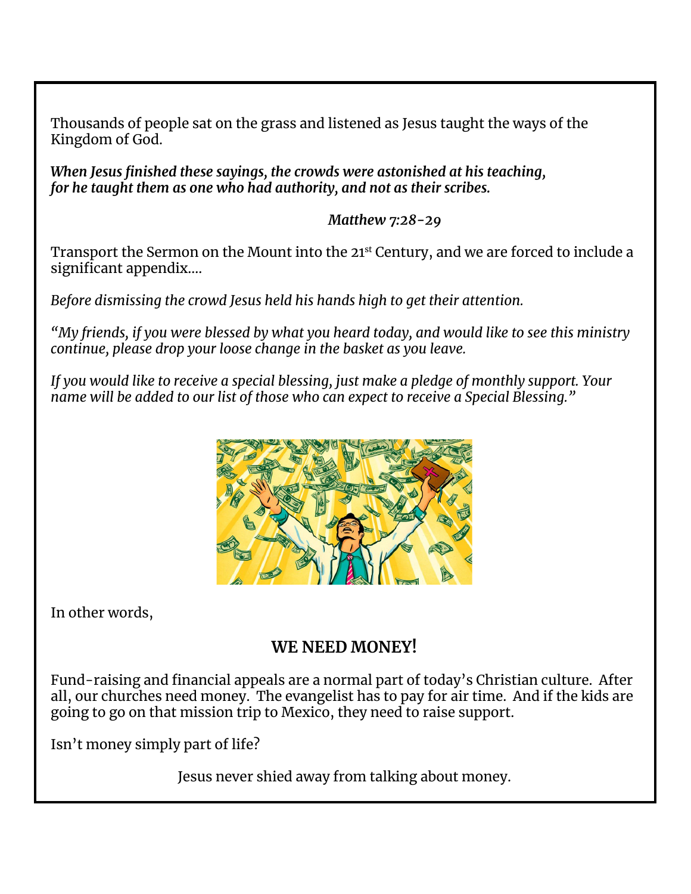Thousands of people sat on the grass and listened as Jesus taught the ways of the Kingdom of God.

***When Jesus finished these sayings, the crowds were astonished at his teaching, for he taught them as one who had authority, and not as their scribes.***

*Matthew 7:28-29*

Transport the Sermon on the Mount into the 21st Century, and we are forced to include a significant appendix....

*Before dismissing the crowd Jesus held his hands high to get their attention.*

*"My friends, if you were blessed by what you heard today, and would like to see this ministry continue, please drop your loose change in the basket as you leave.*

*If you would like to receive a special blessing, just make a pledge of monthly support. Your name will be added to our list of those who can expect to receive a Special Blessing."*

In other words,

**WE NEED MONEY!**

Fund-raising and financial appeals are a normal part of today's Christian culture. After all, our churches need money. The evangelist has to pay for air time. And if the kids are going to go on that mission trip to Mexico, they need to raise support.

Isn't money simply part of life?

Jesus never shied away from talking about money.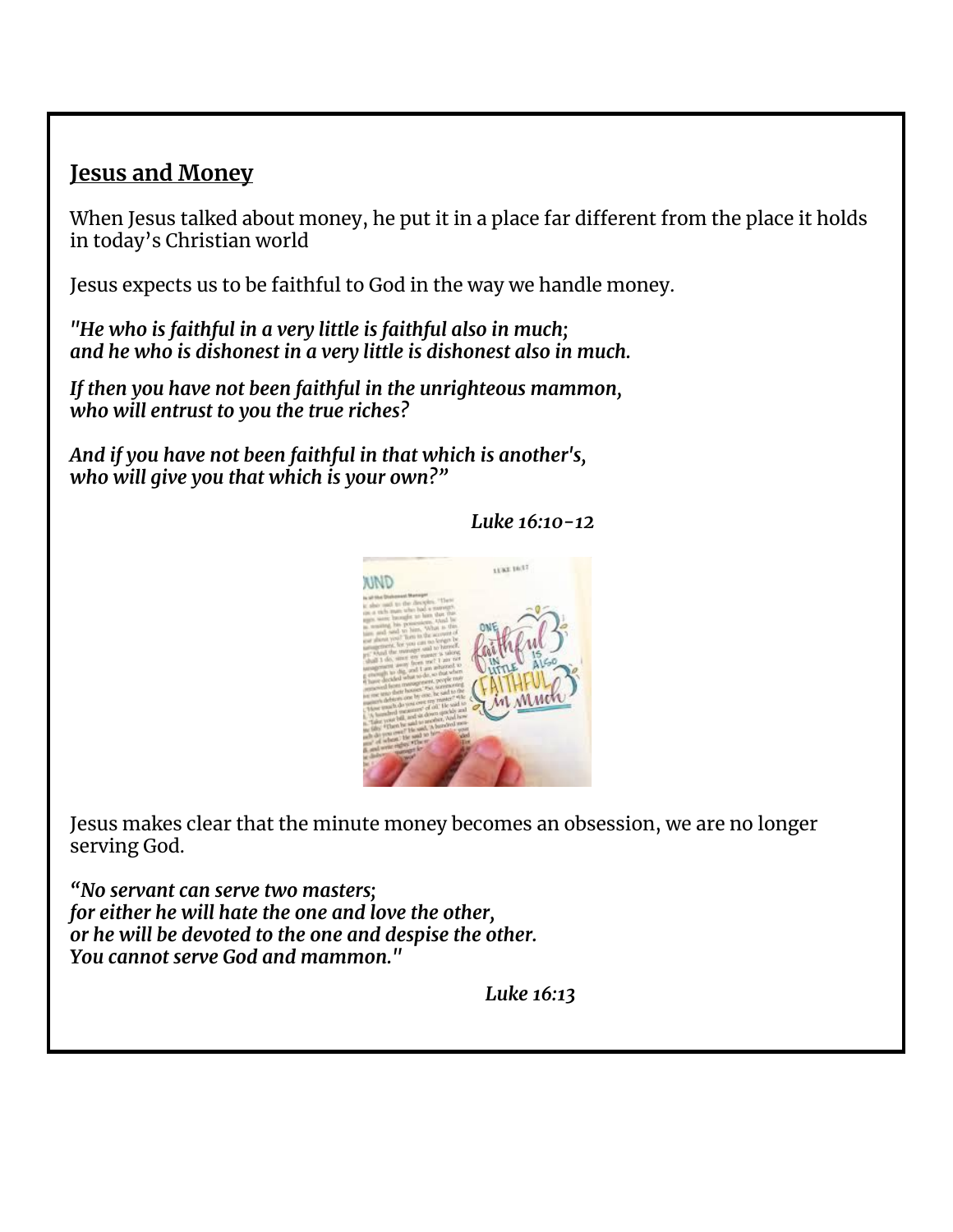## Jesus and Money

When Jesus talked about money, he put it in a place far different from the place it holds in today's Christian world

Jesus expects us to be faithful to God in the way we handle money.

***"He who is faithful in a very little is faithful also in much;***
***and he who is dishonest in a very little is dishonest also in much.***

***If then you have not been faithful in the unrighteous mammon,***
***who will entrust to you the true riches?***

***And if you have not been faithful in that which is another's,***
***who will give you that which is your own?"***

***Luke 16:10-12***

Jesus makes clear that the minute money becomes an obsession, we are no longer serving God.

***"No servant can serve two masters;***
***for either he will hate the one and love the other,***
***or he will be devoted to the one and despise the other.***
***You cannot serve God and mammon."***

***Luke 16:13***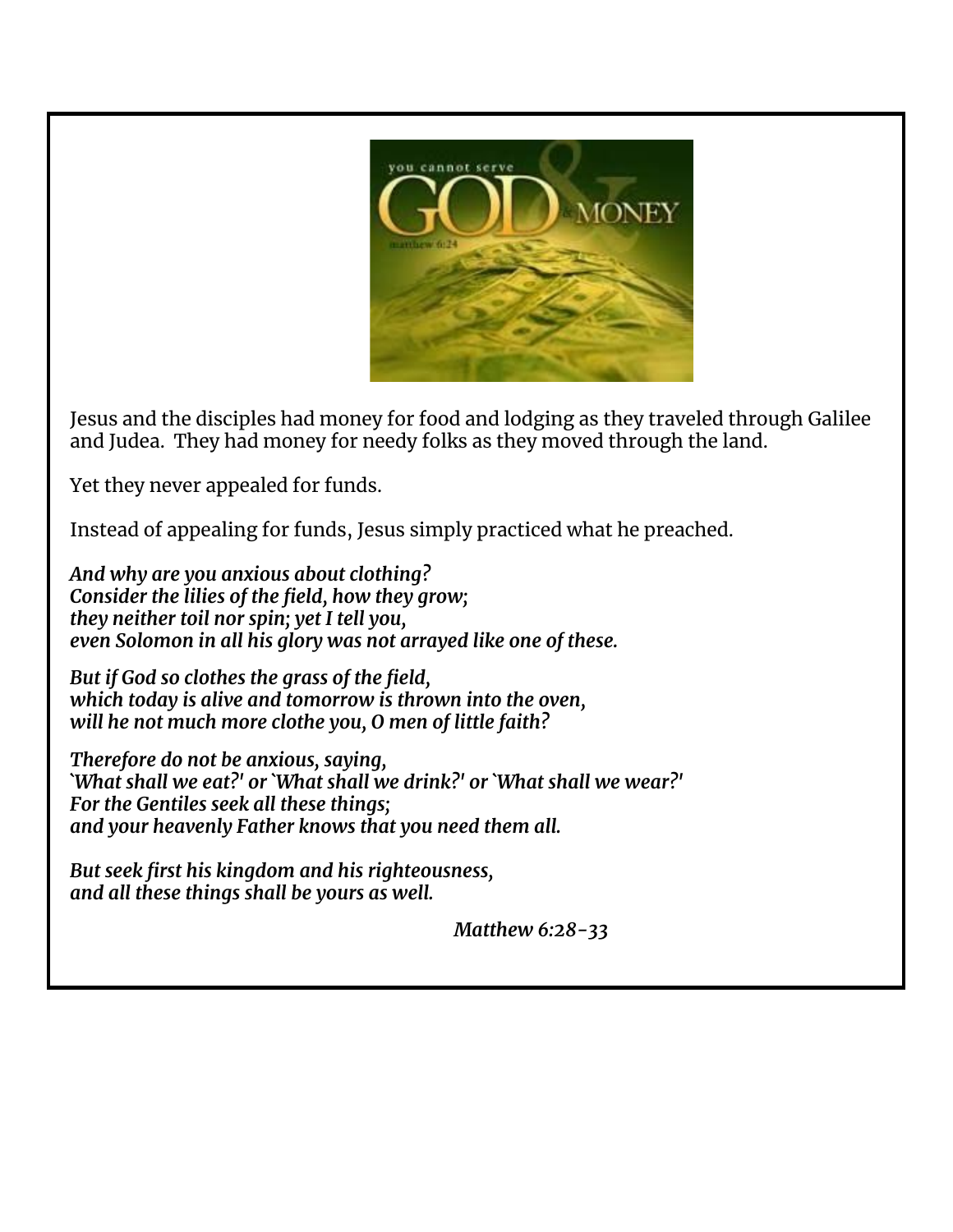Jesus and the disciples had money for food and lodging as they traveled through Galilee and Judea. They had money for needy folks as they moved through the land.

Yet they never appealed for funds.

Instead of appealing for funds, Jesus simply practiced what he preached.

***And why are you anxious about clothing?***
***Consider the lilies of the field, how they grow;***
***they neither toil nor spin; yet I tell you,***
***even Solomon in all his glory was not arrayed like one of these.***

***But if God so clothes the grass of the field,***
***which today is alive and tomorrow is thrown into the oven,***
***will he not much more clothe you, O men of little faith?***

***Therefore do not be anxious, saying,***
***`What shall we eat?' or `What shall we drink?' or `What shall we wear?'***
***For the Gentiles seek all these things;***
***and your heavenly Father knows that you need them all.***

***But seek first his kingdom and his righteousness,***
***and all these things shall be yours as well.***

*Matthew 6:28-33*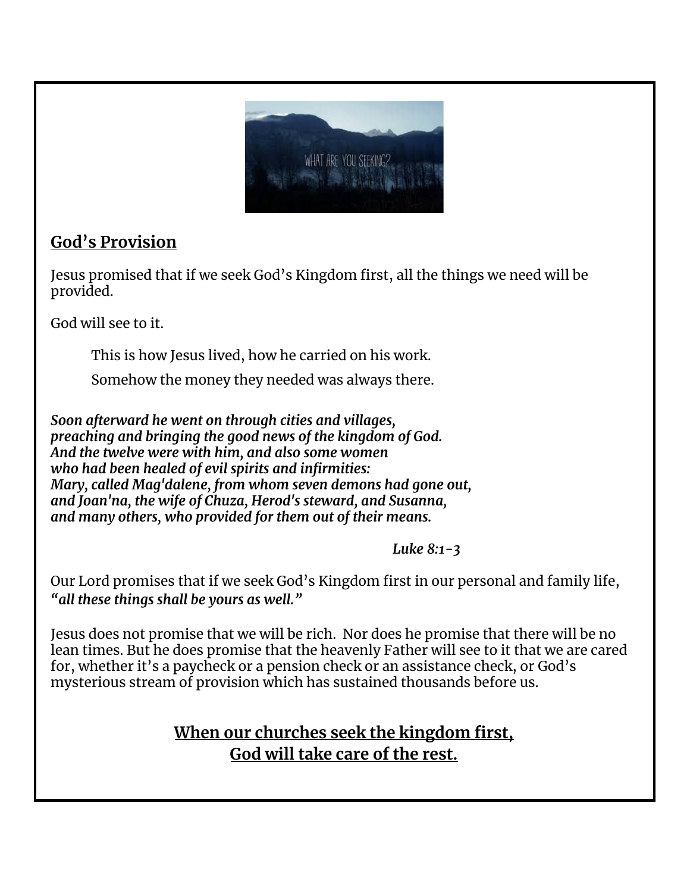## God's Provision

Jesus promised that if we seek God's Kingdom first, all the things we need will be provided.

God will see to it.

> This is how Jesus lived, how he carried on his work.
>
> Somehow the money they needed was always there.

***Soon afterward he went on through cities and villages,***
***preaching and bringing the good news of the kingdom of God.***
***And the twelve were with him, and also some women***
***who had been healed of evil spirits and infirmities:***
***Mary, called Mag'dalene, from whom seven demons had gone out,***
***and Joan'na, the wife of Chuza, Herod's steward, and Susanna,***
***and many others, who provided for them out of their means.***

***Luke 8:1-3***

Our Lord promises that if we seek God's Kingdom first in our personal and family life, ***"all these things shall be yours as well."***

Jesus does not promise that we will be rich. Nor does he promise that there will be no lean times. But he does promise that the heavenly Father will see to it that we are cared for, whether it's a paycheck or a pension check or an assistance check, or God's mysterious stream of provision which has sustained thousands before us.

**When our churches seek the kingdom first,**
**God will take care of the rest.**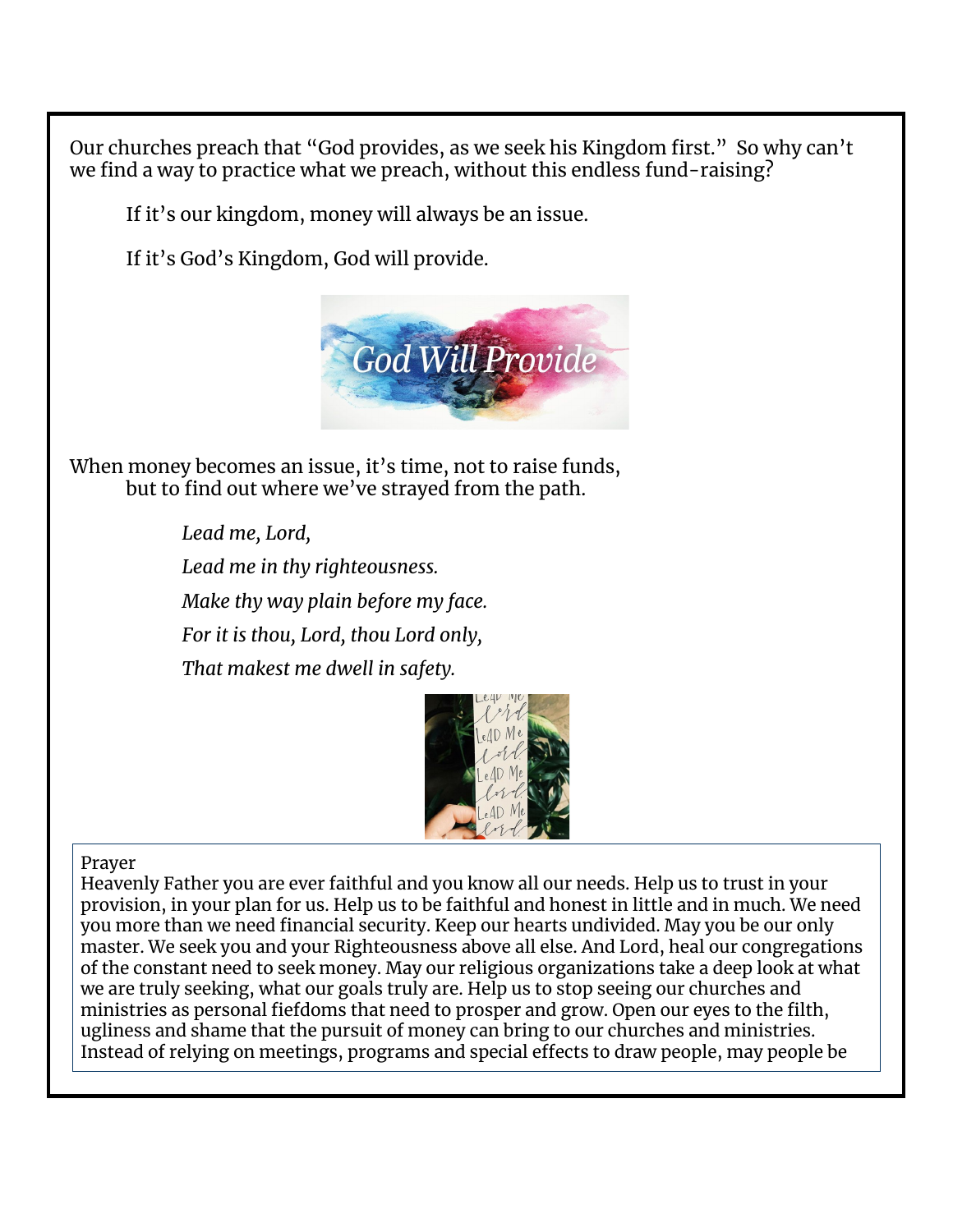Our churches preach that "God provides, as we seek his Kingdom first." So why can't we find a way to practice what we preach, without this endless fund-raising?

If it's our kingdom, money will always be an issue.

If it's God's Kingdom, God will provide.

When money becomes an issue, it's time, not to raise funds,
but to find out where we've strayed from the path.

*Lead me, Lord,*

*Lead me in thy righteousness.*

*Make thy way plain before my face.*

*For it is thou, Lord, thou Lord only,*

*That makest me dwell in safety.*

Prayer

Heavenly Father you are ever faithful and you know all our needs. Help us to trust in your provision, in your plan for us. Help us to be faithful and honest in little and in much. We need you more than we need financial security. Keep our hearts undivided. May you be our only master. We seek you and your Righteousness above all else. And Lord, heal our congregations of the constant need to seek money. May our religious organizations take a deep look at what we are truly seeking, what our goals truly are. Help us to stop seeing our churches and ministries as personal fiefdoms that need to prosper and grow. Open our eyes to the filth, ugliness and shame that the pursuit of money can bring to our churches and ministries. Instead of relying on meetings, programs and special effects to draw people, may people be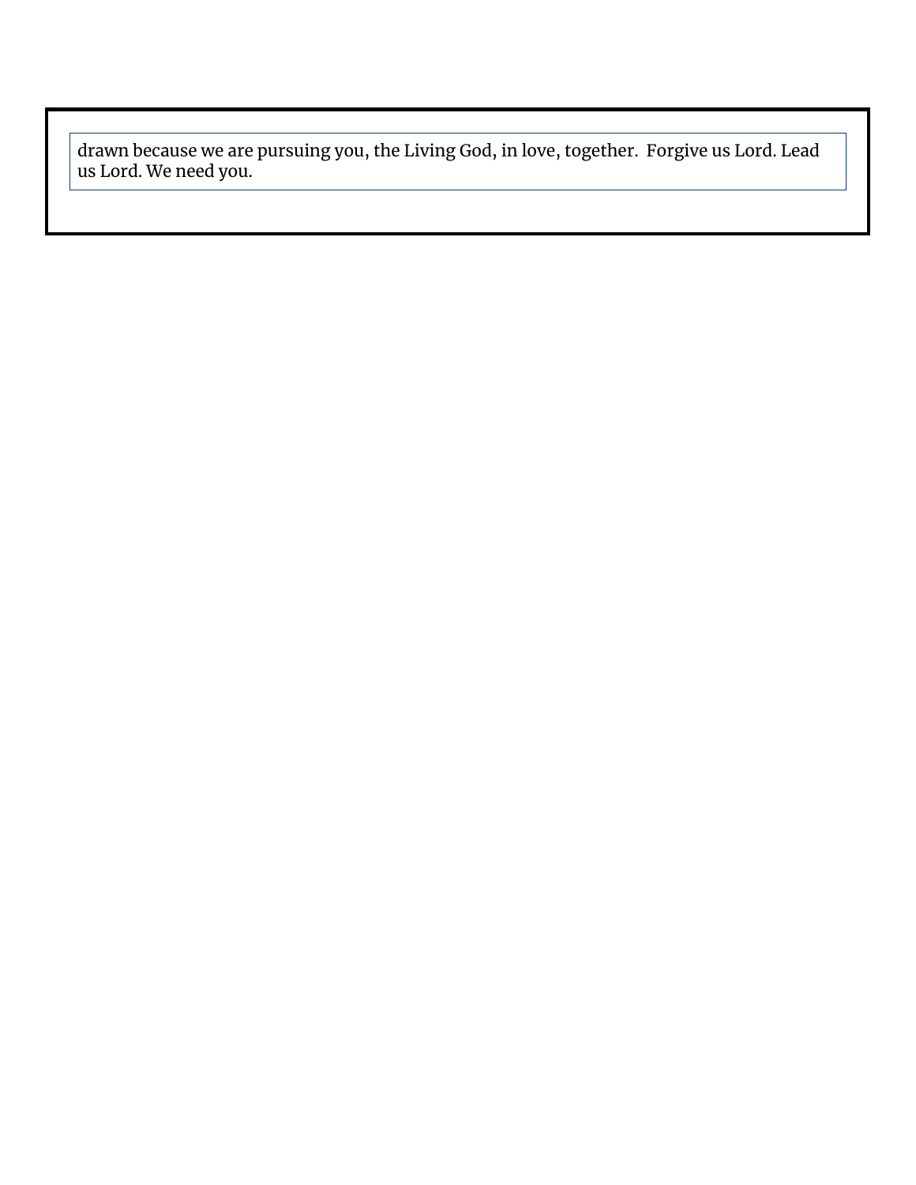drawn because we are pursuing you, the Living God, in love, together.  Forgive us Lord. Lead us Lord. We need you.